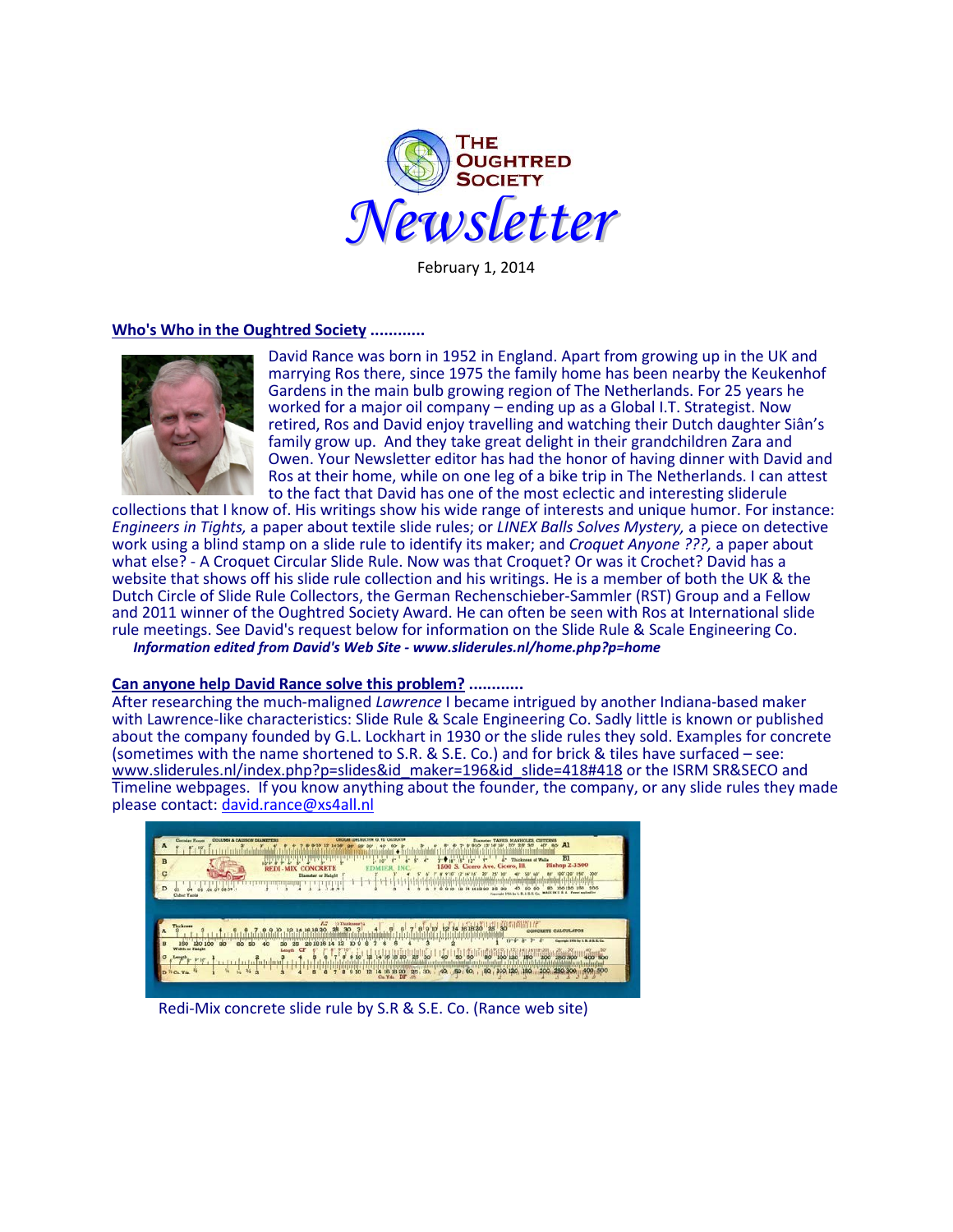# The Oughtred Society Newsletter

February 1, 2014

## Who's Who in the Oughtred Society ............

David Rance was born in 1952 in England. Apart from growing up in the UK and marrying Ros there, since 1975 the family home has been nearby the Keukenhof Gardens in the main bulb growing region of The Netherlands. For 25 years he worked for a major oil company – ending up as a Global I.T. Strategist. Now retired, Ros and David enjoy travelling and watching their Dutch daughter Siân's family grow up. And they take great delight in their grandchildren Zara and Owen. Your Newsletter editor has had the honor of having dinner with David and Ros at their home, while on one leg of a bike trip in The Netherlands. I can attest to the fact that David has one of the most eclectic and interesting sliderule collections that I know of. His writings show his wide range of interests and unique humor. For instance: *Engineers in Tights,* a paper about textile slide rules; or *LINEX Balls Solves Mystery,* a piece on detective work using a blind stamp on a slide rule to identify its maker; and *Croquet Anyone ???,* a paper about what else? - A Croquet Circular Slide Rule. Now was that Croquet? Or was it Crochet? David has a website that shows off his slide rule collection and his writings. He is a member of both the UK & the Dutch Circle of Slide Rule Collectors, the German Rechenschieber-Sammler (RST) Group and a Fellow and 2011 winner of the Oughtred Society Award. He can often be seen with Ros at International slide rule meetings. See David's request below for information on the Slide Rule & Scale Engineering Co.

***Information edited from David's Web Site - www.sliderules.nl/home.php?p=home***

## Can anyone help David Rance solve this problem? ............

After researching the much-maligned *Lawrence* I became intrigued by another Indiana-based maker with Lawrence-like characteristics: Slide Rule & Scale Engineering Co. Sadly little is known or published about the company founded by G.L. Lockhart in 1930 or the slide rules they sold. Examples for concrete (sometimes with the name shortened to S.R. & S.E. Co.) and for brick & tiles have surfaced – see: www.sliderules.nl/index.php?p=slides&id_maker=196&id_slide=418#418 or the ISRM SR&SECO and Timeline webpages. If you know anything about the founder, the company, or any slide rules they made please contact: david.rance@xs4all.nl

Redi-Mix concrete slide rule by S.R & S.E. Co. (Rance web site)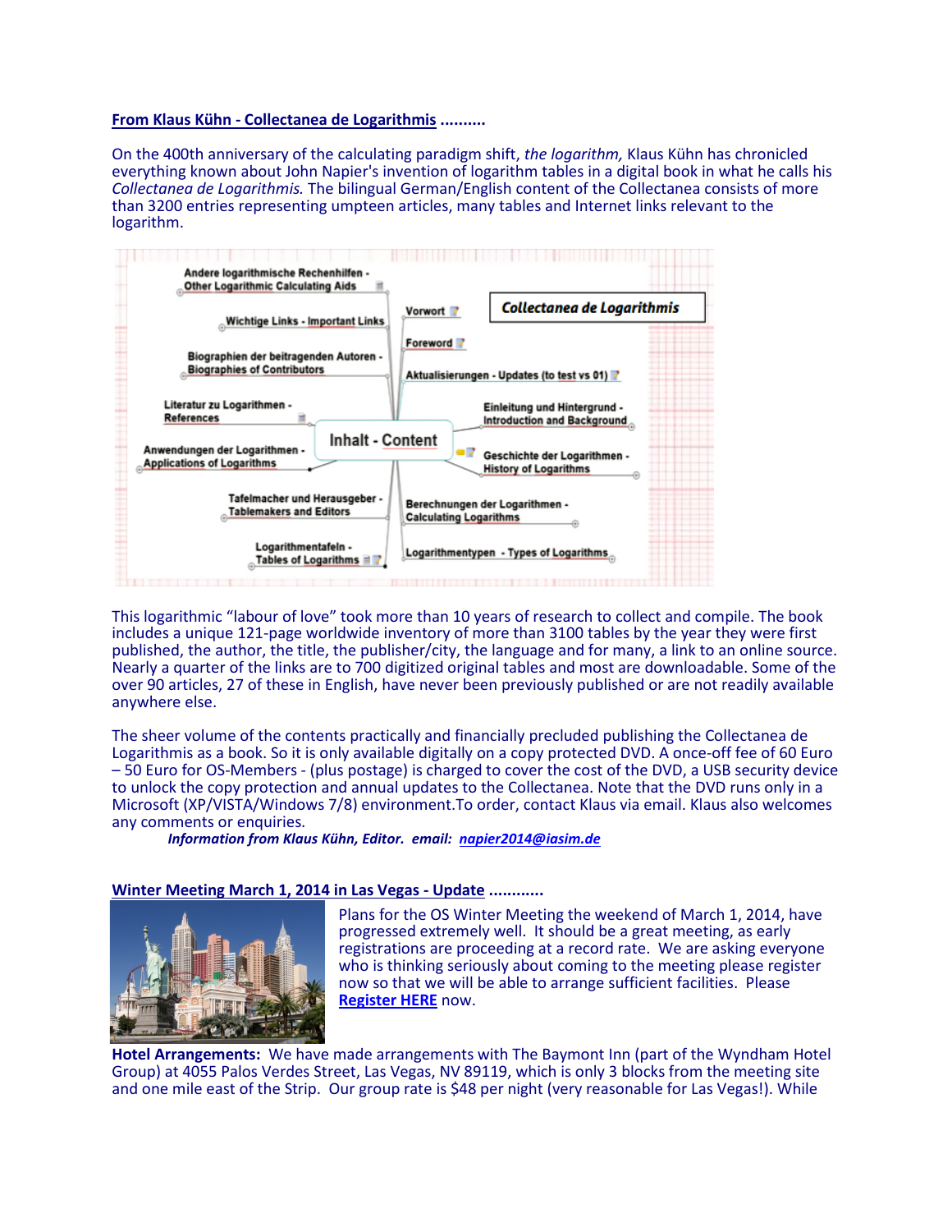**From Klaus Kühn - Collectanea de Logarithmis ..........**

On the 400th anniversary of the calculating paradigm shift, *the logarithm,* Klaus Kühn has chronicled everything known about John Napier's invention of logarithm tables in a digital book in what he calls his *Collectanea de Logarithmis.* The bilingual German/English content of the Collectanea consists of more than 3200 entries representing umpteen articles, many tables and Internet links relevant to the logarithm.

This logarithmic "labour of love" took more than 10 years of research to collect and compile. The book includes a unique 121-page worldwide inventory of more than 3100 tables by the year they were first published, the author, the title, the publisher/city, the language and for many, a link to an online source. Nearly a quarter of the links are to 700 digitized original tables and most are downloadable. Some of the over 90 articles, 27 of these in English, have never been previously published or are not readily available anywhere else.

The sheer volume of the contents practically and financially precluded publishing the Collectanea de Logarithmis as a book. So it is only available digitally on a copy protected DVD. A once-off fee of 60 Euro – 50 Euro for OS-Members - (plus postage) is charged to cover the cost of the DVD, a USB security device to unlock the copy protection and annual updates to the Collectanea. Note that the DVD runs only in a Microsoft (XP/VISTA/Windows 7/8) environment.To order, contact Klaus via email. Klaus also welcomes any comments or enquiries.

***Information from Klaus Kühn, Editor. email: napier2014@iasim.de***

**Winter Meeting March 1, 2014 in Las Vegas - Update ............**

Plans for the OS Winter Meeting the weekend of March 1, 2014, have progressed extremely well. It should be a great meeting, as early registrations are proceeding at a record rate. We are asking everyone who is thinking seriously about coming to the meeting please register now so that we will be able to arrange sufficient facilities. Please **Register HERE** now.

**Hotel Arrangements:** We have made arrangements with The Baymont Inn (part of the Wyndham Hotel Group) at 4055 Palos Verdes Street, Las Vegas, NV 89119, which is only 3 blocks from the meeting site and one mile east of the Strip. Our group rate is $48 per night (very reasonable for Las Vegas!). While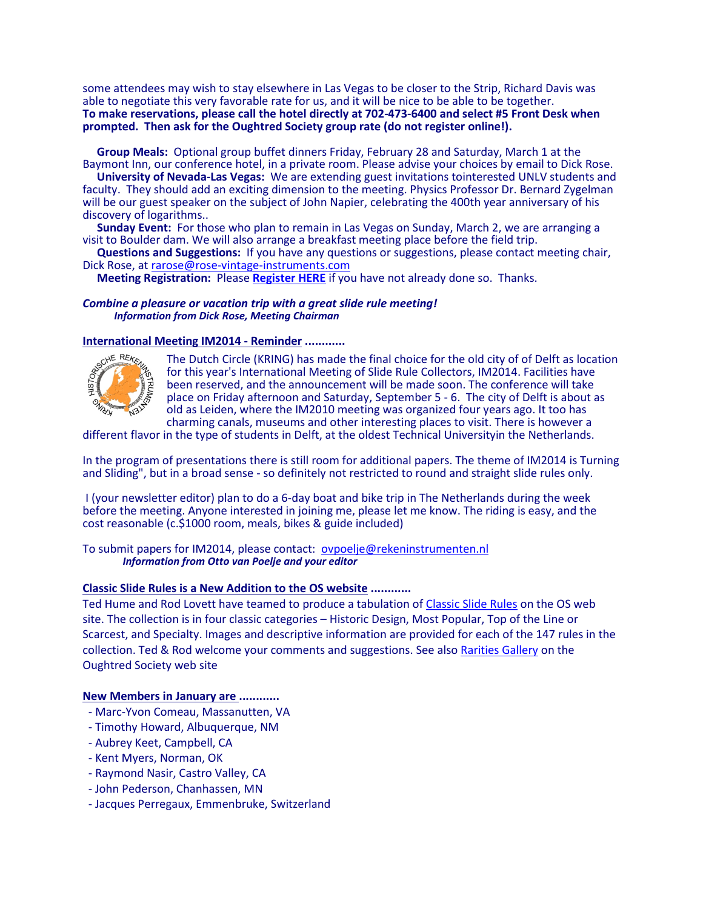some attendees may wish to stay elsewhere in Las Vegas to be closer to the Strip, Richard Davis was able to negotiate this very favorable rate for us, and it will be nice to be able to be together.
**To make reservations, please call the hotel directly at 702-473-6400 and select #5 Front Desk when prompted. Then ask for the Oughtred Society group rate (do not register online!).**

**Group Meals:** Optional group buffet dinners Friday, February 28 and Saturday, March 1 at the Baymont Inn, our conference hotel, in a private room. Please advise your choices by email to Dick Rose.
**University of Nevada-Las Vegas:** We are extending guest invitations tointerested UNLV students and faculty. They should add an exciting dimension to the meeting. Physics Professor Dr. Bernard Zygelman will be our guest speaker on the subject of John Napier, celebrating the 400th year anniversary of his discovery of logarithms..
**Sunday Event:** For those who plan to remain in Las Vegas on Sunday, March 2, we are arranging a visit to Boulder dam. We will also arrange a breakfast meeting place before the field trip.
**Questions and Suggestions:** If you have any questions or suggestions, please contact meeting chair, Dick Rose, at rarose@rose-vintage-instruments.com
**Meeting Registration:** Please **Register HERE** if you have not already done so. Thanks.

***Combine a pleasure or vacation trip with a great slide rule meeting!***
***Information from Dick Rose, Meeting Chairman***

**International Meeting IM2014 - Reminder ............**

The Dutch Circle (KRING) has made the final choice for the old city of of Delft as location for this year's International Meeting of Slide Rule Collectors, IM2014. Facilities have been reserved, and the announcement will be made soon. The conference will take place on Friday afternoon and Saturday, September 5 - 6. The city of Delft is about as old as Leiden, where the IM2010 meeting was organized four years ago. It too has charming canals, museums and other interesting places to visit. There is however a different flavor in the type of students in Delft, at the oldest Technical Universityin the Netherlands.

In the program of presentations there is still room for additional papers. The theme of IM2014 is Turning and Sliding", but in a broad sense - so definitely not restricted to round and straight slide rules only.

I (your newsletter editor) plan to do a 6-day boat and bike trip in The Netherlands during the week before the meeting. Anyone interested in joining me, please let me know. The riding is easy, and the cost reasonable (c.$1000 room, meals, bikes & guide included)

To submit papers for IM2014, please contact: ovpoelje@rekeninstrumenten.nl
***Information from Otto van Poelje and your editor***

**Classic Slide Rules is a New Addition to the OS website ............**

Ted Hume and Rod Lovett have teamed to produce a tabulation of Classic Slide Rules on the OS web site. The collection is in four classic categories – Historic Design, Most Popular, Top of the Line or Scarcest, and Specialty. Images and descriptive information are provided for each of the 147 rules in the collection. Ted & Rod welcome your comments and suggestions. See also Rarities Gallery on the Oughtred Society web site

**New Members in January are ............**

- Marc-Yvon Comeau, Massanutten, VA
- Timothy Howard, Albuquerque, NM
- Aubrey Keet, Campbell, CA
- Kent Myers, Norman, OK
- Raymond Nasir, Castro Valley, CA
- John Pederson, Chanhassen, MN
- Jacques Perregaux, Emmenbruke, Switzerland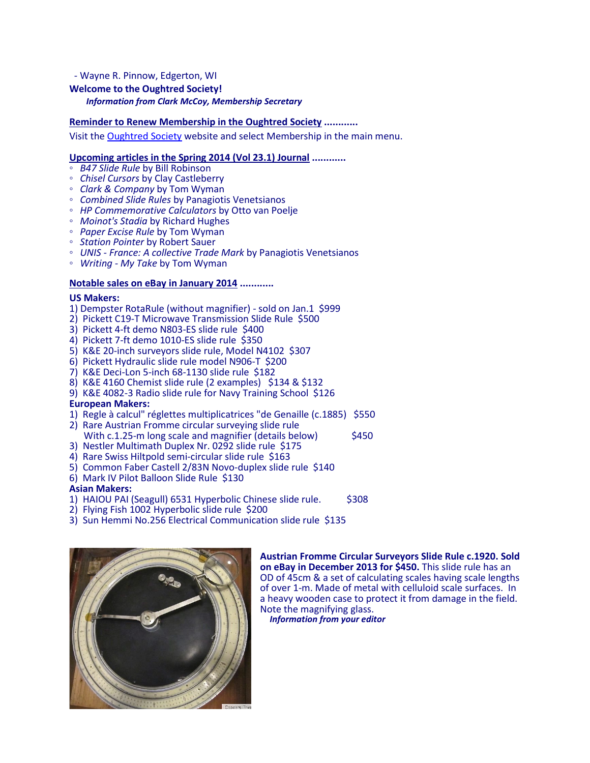- Wayne R. Pinnow, Edgerton, WI

**Welcome to the Oughtred Society!**

***Information from Clark McCoy, Membership Secretary***

**Reminder to Renew Membership in the Oughtred Society ............**

Visit the Oughtred Society website and select Membership in the main menu.

**Upcoming articles in the Spring 2014 (Vol 23.1) Journal ............**

- *B47 Slide Rule* by Bill Robinson
- *Chisel Cursors* by Clay Castleberry
- *Clark & Company* by Tom Wyman
- *Combined Slide Rules* by Panagiotis Venetsianos
- *HP Commemorative Calculators* by Otto van Poelje
- *Moinot's Stadia* by Richard Hughes
- *Paper Excise Rule* by Tom Wyman
- *Station Pointer* by Robert Sauer
- *UNIS - France: A collective Trade Mark* by Panagiotis Venetsianos
- *Writing - My Take* by Tom Wyman

**Notable sales on eBay in January 2014 ............**

**US Makers:**

1) Dempster RotaRule (without magnifier) - sold on Jan.1 $999
2) Pickett C19-T Microwave Transmission Slide Rule $500
3) Pickett 4-ft demo N803-ES slide rule $400
4) Pickett 7-ft demo 1010-ES slide rule $350
5) K&E 20-inch surveyors slide rule, Model N4102 $307
6) Pickett Hydraulic slide rule model N906-T $200
7) K&E Deci-Lon 5-inch 68-1130 slide rule $182
8) K&E 4160 Chemist slide rule (2 examples) $134 & $132
9) K&E 4082-3 Radio slide rule for Navy Training School $126

**European Makers:**

1) Regle à calcul" réglettes multiplicatrices "de Genaille (c.1885) $550
2) Rare Austrian Fromme circular surveying slide rule
   With c.1.25-m long scale and magnifier (details below) $450
3) Nestler Multimath Duplex Nr. 0292 slide rule $175
4) Rare Swiss Hiltpold semi-circular slide rule $163
5) Common Faber Castell 2/83N Novo-duplex slide rule $140
6) Mark IV Pilot Balloon Slide Rule $130

**Asian Makers:**

1) HAIOU PAI (Seagull) 6531 Hyperbolic Chinese slide rule. $308
2) Flying Fish 1002 Hyperbolic slide rule $200
3) Sun Hemmi No.256 Electrical Communication slide rule $135

**Austrian Fromme Circular Surveyors Slide Rule c.1920. Sold on eBay in December 2013 for $450.** This slide rule has an OD of 45cm & a set of calculating scales having scale lengths of over 1-m. Made of metal with celluloid scale surfaces. In a heavy wooden case to protect it from damage in the field. Note the magnifying glass.

***Information from your editor***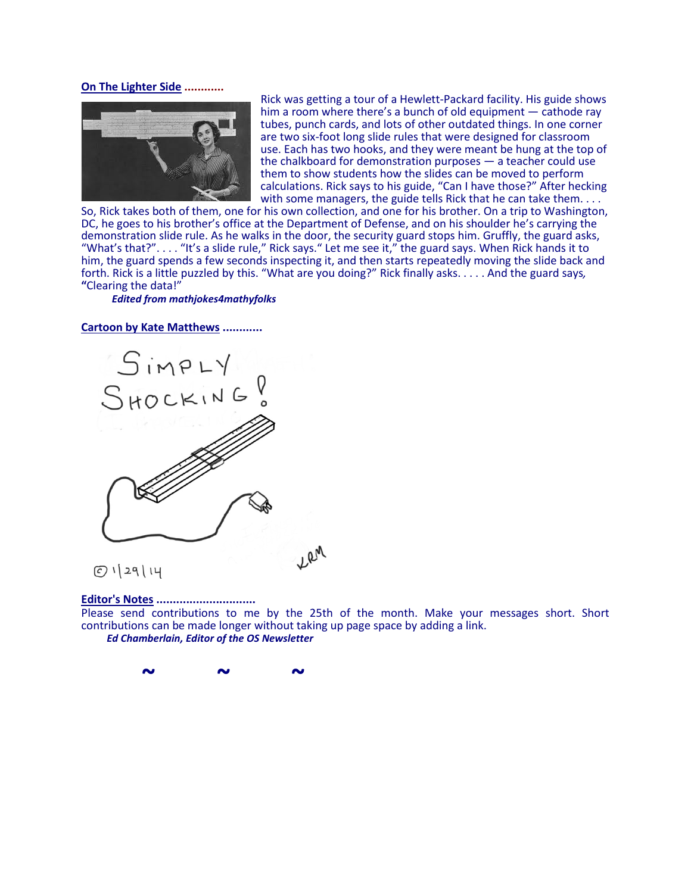**On The Lighter Side ............**

Rick was getting a tour of a Hewlett-Packard facility. His guide shows him a room where there's a bunch of old equipment — cathode ray tubes, punch cards, and lots of other outdated things. In one corner are two six-foot long slide rules that were designed for classroom use. Each has two hooks, and they were meant be hung at the top of the chalkboard for demonstration purposes — a teacher could use them to show students how the slides can be moved to perform calculations. Rick says to his guide, "Can I have those?" After hecking with some managers, the guide tells Rick that he can take them. . . . So, Rick takes both of them, one for his own collection, and one for his brother. On a trip to Washington, DC, he goes to his brother's office at the Department of Defense, and on his shoulder he's carrying the demonstration slide rule. As he walks in the door, the security guard stops him. Gruffly, the guard asks, "What's that?". . . . "It's a slide rule," Rick says." Let me see it," the guard says. When Rick hands it to him, the guard spends a few seconds inspecting it, and then starts repeatedly moving the slide back and forth. Rick is a little puzzled by this. "What are you doing?" Rick finally asks. . . . . And the guard says, "Clearing the data!"

***Edited from mathjokes4mathyfolks***

**Cartoon by Kate Matthews ............**

**Editor's Notes ..............................**

Please send contributions to me by the 25th of the month. Make your messages short. Short contributions can be made longer without taking up page space by adding a link.

***Ed Chamberlain, Editor of the OS Newsletter***

~ ~ ~